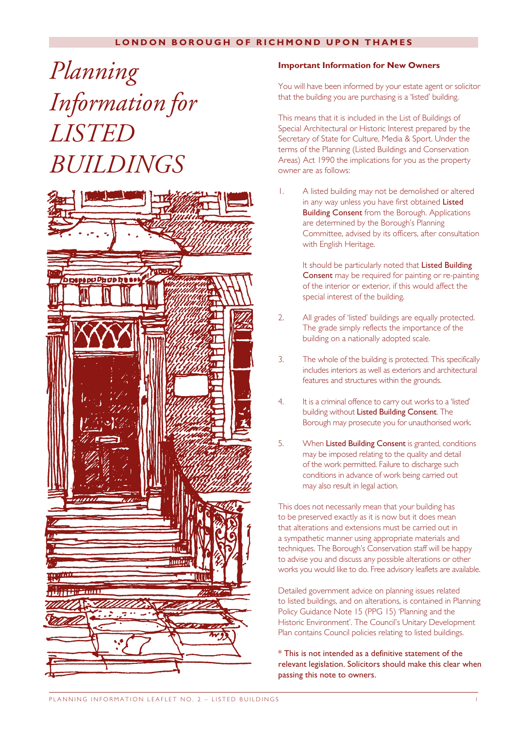LONDON BOROUGH OF RICHMOND UPON THAMES

# *Planning Information for LISTED BUILDINGS*

**Important Information for New Owners**

You will have been informed by your estate agent or solicitor that the building you are purchasing is a 'listed' building.

This means that it is included in the List of Buildings of Special Architectural or Historic Interest prepared by the Secretary of State for Culture, Media & Sport. Under the terms of the Planning (Listed Buildings and Conservation Areas) Act 1990 the implications for you as the property owner are as follows:

1. A listed building may not be demolished or altered in any way unless you have first obtained **Listed Building Consent** from the Borough. Applications are determined by the Borough's Planning Committee, advised by its officers, after consultation with English Heritage.

   It should be particularly noted that **Listed Building Consent** may be required for painting or re-painting of the interior or exterior, if this would affect the special interest of the building.

2. All grades of 'listed' buildings are equally protected. The grade simply reflects the importance of the building on a nationally adopted scale.

3. The whole of the building is protected. This specifically includes interiors as well as exteriors and architectural features and structures within the grounds.

4. It is a criminal offence to carry out works to a 'listed' building without **Listed Building Consent**. The Borough may prosecute you for unauthorised work.

5. When **Listed Building Consent** is granted, conditions may be imposed relating to the quality and detail of the work permitted. Failure to discharge such conditions in advance of work being carried out may also result in legal action.

This does not necessarily mean that your building has to be preserved exactly as it is now but it does mean that alterations and extensions must be carried out in a sympathetic manner using appropriate materials and techniques. The Borough's Conservation staff will be happy to advise you and discuss any possible alterations or other works you would like to do. Free advisory leaflets are available.

Detailed government advice on planning issues related to listed buildings, and on alterations, is contained in Planning Policy Guidance Note 15 (PPG 15) 'Planning and the Historic Environment'. The Council's Unitary Development Plan contains Council policies relating to listed buildings.

\* This is not intended as a definitive statement of the relevant legislation. Solicitors should make this clear when passing this note to owners.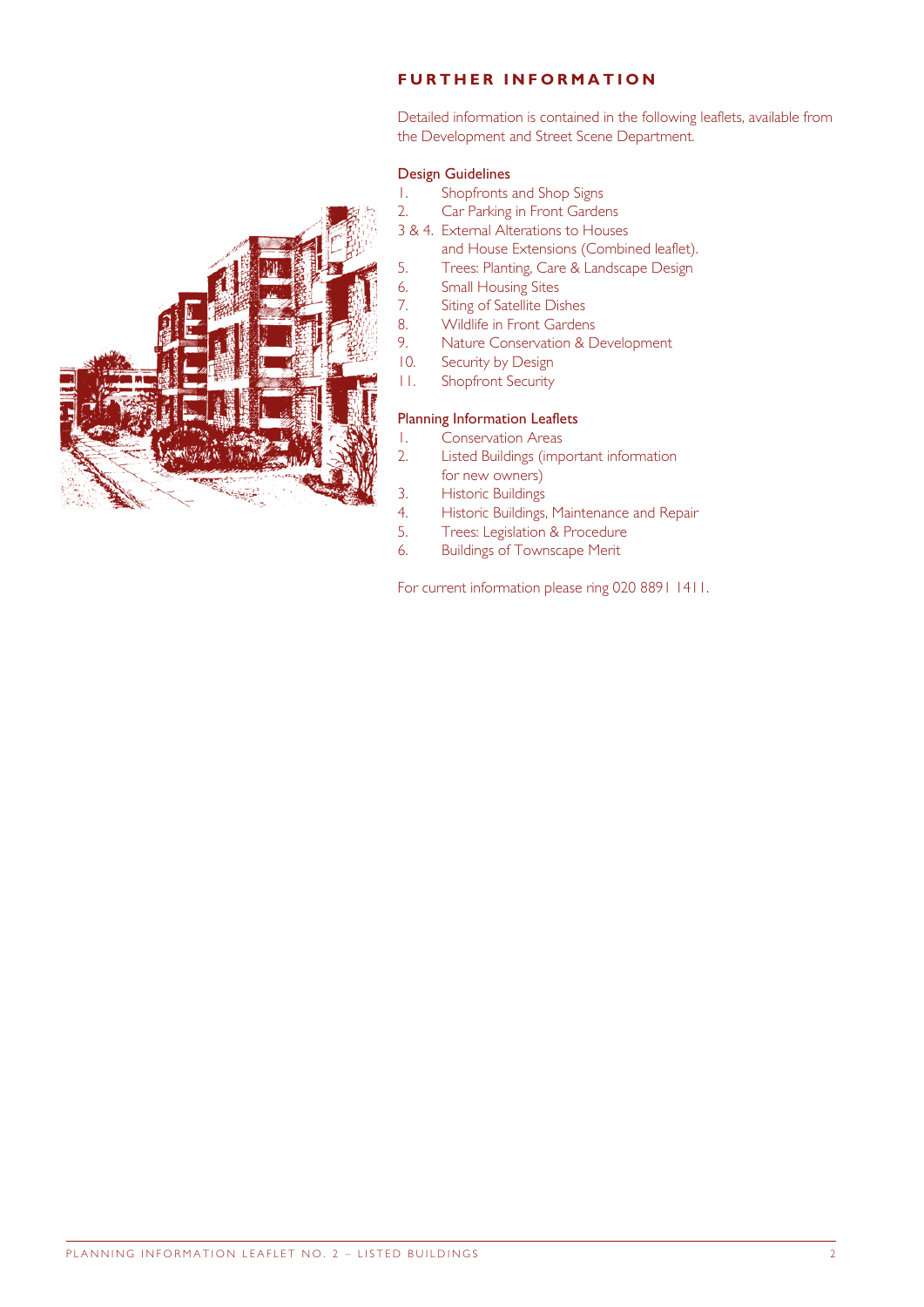## FURTHER INFORMATION

Detailed information is contained in the following leaflets, available from the Development and Street Scene Department.

### Design Guidelines

1. Shopfronts and Shop Signs
2. Car Parking in Front Gardens

3 & 4. External Alterations to Houses and House Extensions (Combined leaflet).

5. Trees: Planting, Care & Landscape Design
6. Small Housing Sites
7. Siting of Satellite Dishes
8. Wildlife in Front Gardens
9. Nature Conservation & Development
10. Security by Design
11. Shopfront Security

### Planning Information Leaflets

1. Conservation Areas
2. Listed Buildings (important information for new owners)
3. Historic Buildings
4. Historic Buildings, Maintenance and Repair
5. Trees: Legislation & Procedure
6. Buildings of Townscape Merit

For current information please ring 020 8891 1411.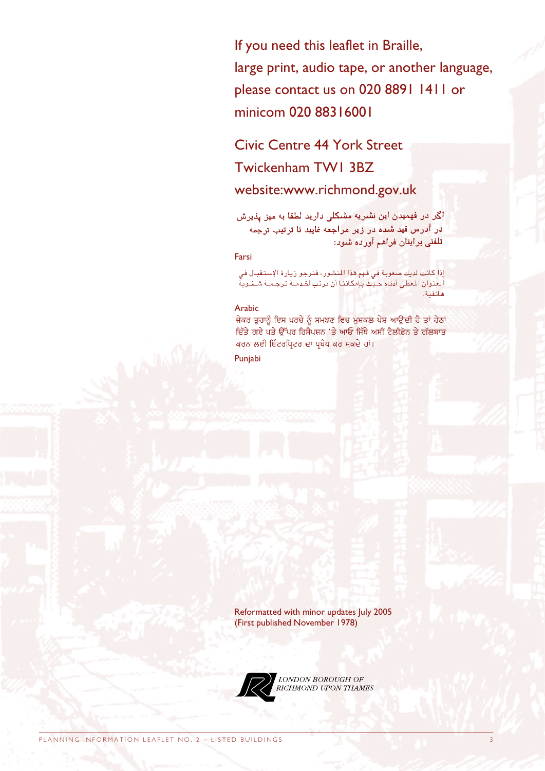If you need this leaflet in Braille, large print, audio tape, or another language, please contact us on 020 8891 1411 or minicom 020 88316001

Civic Centre 44 York Street
Twickenham TW1 3BZ
website:www.richmond.gov.uk

اگر در فهمیدن این نشریه مشکلی دارید لطفا به میز پذیرش در آدرس قید شده در زیر مراجعه غایید تا ترتیب ترجمه تلفنی برایتان فراهم آورده شود:

Farsi

إذا كانت لديك صعوبة في فهم هذا المنشور، فنرجو زيارة الإستقبال في العنوان المعطى أدناه حيث بإمكاننا أن نرتب لخدمة ترجمة شفوية هاتفية.

Arabic

ਜੇਕਰ ਤੁਹਾਨੂੰ ਇਸ ਪਰਚੇ ਨੂੰ ਸਮਝਣ ਵਿਚ ਮੁਸ਼ਕਲ ਪੇਸ਼ ਆਉਂਦੀ ਹੈ ਤਾਂ ਹੇਠਾਂ ਦਿੱਤੇ ਗਏ ਪਤੇ ਉੱਪਰ ਰਿਸੈਪਸ਼ਨ 'ਤੇ ਆਓ ਜਿੱਥੇ ਅਸੀਂ ਟੈਲੀਫ਼ੋਨ ਤੇ ਗੱਲਬਾਤ ਕਰਨ ਲਈ ਇੰਟਰਪ੍ਰਿਟਰ ਦਾ ਪ੍ਰਬੰਧ ਕਰ ਸਕਦੇ ਹਾਂ।

Punjabi

Reformatted with minor updates July 2005
(First published November 1978)

LONDON BOROUGH OF
RICHMOND UPON THAMES